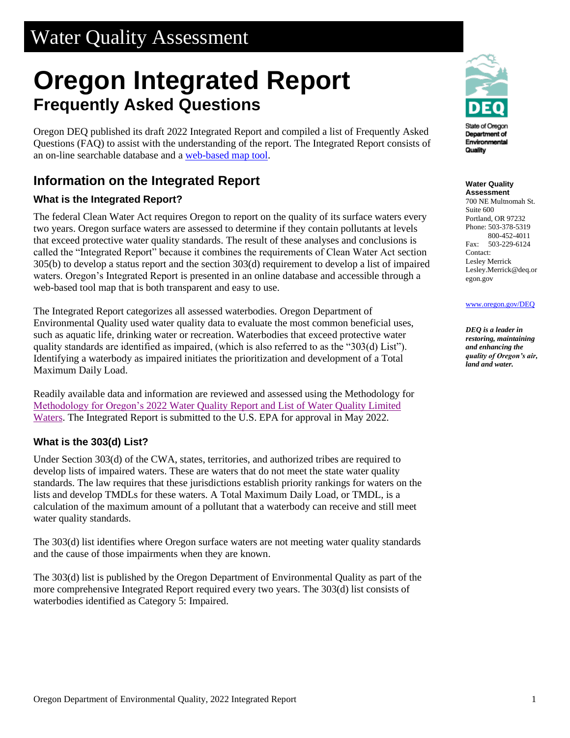# Water Quality Assessment

# Oregon Integrated Report

## Frequently Asked Questions

Oregon DEQ published its draft 2022 Integrated Report and compiled a list of Frequently Asked Questions (FAQ) to assist with the understanding of the report. The Integrated Report consists of an on-line searchable database and a [web-based map tool](#).

**Water Quality Assessment**
700 NE Multnomah St.
Suite 600
Portland, OR 97232
Phone: 503-378-5319
800-452-4011
Fax: 503-229-6124
Contact:
Lesley Merrick
Lesley.Merrick@deq.oregon.gov

[www.oregon.gov/DEQ](#)

***DEQ is a leader in restoring, maintaining and enhancing the quality of Oregon's air, land and water.***

## Information on the Integrated Report

### What is the Integrated Report?

The federal Clean Water Act requires Oregon to report on the quality of its surface waters every two years. Oregon surface waters are assessed to determine if they contain pollutants at levels that exceed protective water quality standards. The result of these analyses and conclusions is called the "Integrated Report" because it combines the requirements of Clean Water Act section 305(b) to develop a status report and the section 303(d) requirement to develop a list of impaired waters. Oregon's Integrated Report is presented in an online database and accessible through a web-based tool map that is both transparent and easy to use.

The Integrated Report categorizes all assessed waterbodies. Oregon Department of Environmental Quality used water quality data to evaluate the most common beneficial uses, such as aquatic life, drinking water or recreation. Waterbodies that exceed protective water quality standards are identified as impaired, (which is also referred to as the "303(d) List"). Identifying a waterbody as impaired initiates the prioritization and development of a Total Maximum Daily Load.

Readily available data and information are reviewed and assessed using the Methodology for [Methodology for Oregon's 2022 Water Quality Report and List of Water Quality Limited Waters](#). The Integrated Report is submitted to the U.S. EPA for approval in May 2022.

### What is the 303(d) List?

Under Section 303(d) of the CWA, states, territories, and authorized tribes are required to develop lists of impaired waters. These are waters that do not meet the state water quality standards. The law requires that these jurisdictions establish priority rankings for waters on the lists and develop TMDLs for these waters. A Total Maximum Daily Load, or TMDL, is a calculation of the maximum amount of a pollutant that a waterbody can receive and still meet water quality standards.

The 303(d) list identifies where Oregon surface waters are not meeting water quality standards and the cause of those impairments when they are known.

The 303(d) list is published by the Oregon Department of Environmental Quality as part of the more comprehensive Integrated Report required every two years. The 303(d) list consists of waterbodies identified as Category 5: Impaired.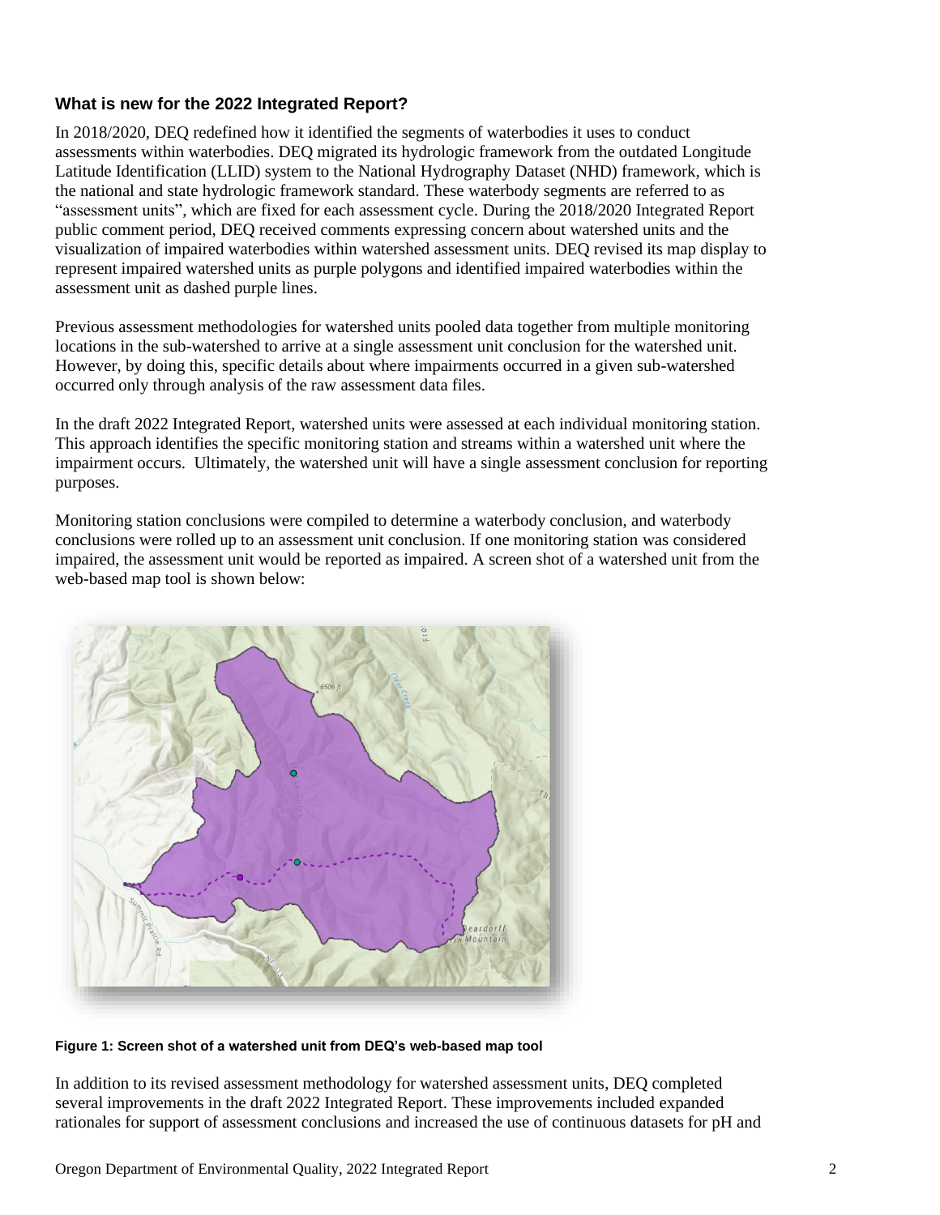### What is new for the 2022 Integrated Report?

In 2018/2020, DEQ redefined how it identified the segments of waterbodies it uses to conduct assessments within waterbodies. DEQ migrated its hydrologic framework from the outdated Longitude Latitude Identification (LLID) system to the National Hydrography Dataset (NHD) framework, which is the national and state hydrologic framework standard. These waterbody segments are referred to as "assessment units", which are fixed for each assessment cycle. During the 2018/2020 Integrated Report public comment period, DEQ received comments expressing concern about watershed units and the visualization of impaired waterbodies within watershed assessment units. DEQ revised its map display to represent impaired watershed units as purple polygons and identified impaired waterbodies within the assessment unit as dashed purple lines.

Previous assessment methodologies for watershed units pooled data together from multiple monitoring locations in the sub-watershed to arrive at a single assessment unit conclusion for the watershed unit. However, by doing this, specific details about where impairments occurred in a given sub-watershed occurred only through analysis of the raw assessment data files.

In the draft 2022 Integrated Report, watershed units were assessed at each individual monitoring station. This approach identifies the specific monitoring station and streams within a watershed unit where the impairment occurs. Ultimately, the watershed unit will have a single assessment conclusion for reporting purposes.

Monitoring station conclusions were compiled to determine a waterbody conclusion, and waterbody conclusions were rolled up to an assessment unit conclusion. If one monitoring station was considered impaired, the assessment unit would be reported as impaired. A screen shot of a watershed unit from the web-based map tool is shown below:

**Figure 1: Screen shot of a watershed unit from DEQ's web-based map tool**

In addition to its revised assessment methodology for watershed assessment units, DEQ completed several improvements in the draft 2022 Integrated Report. These improvements included expanded rationales for support of assessment conclusions and increased the use of continuous datasets for pH and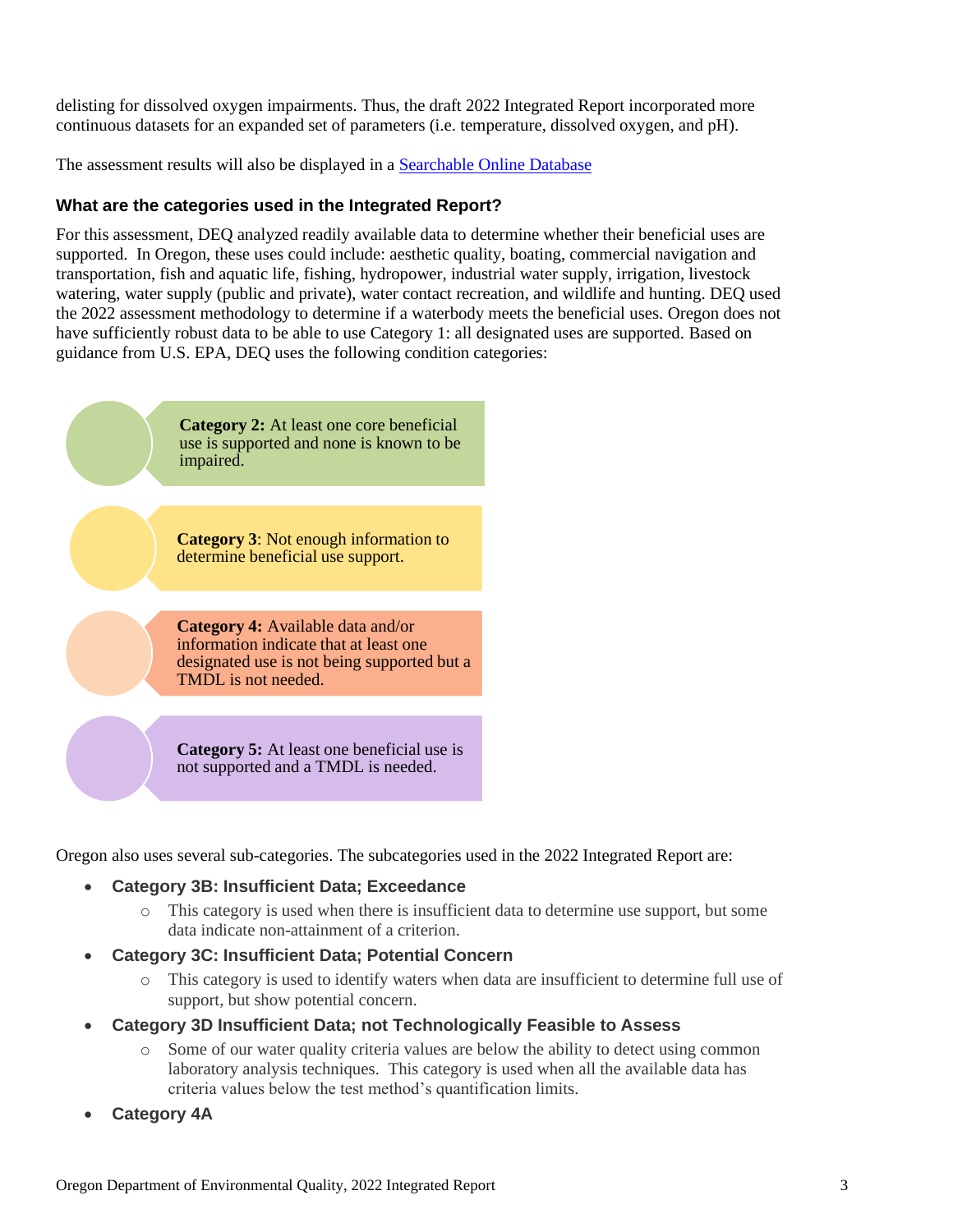delisting for dissolved oxygen impairments. Thus, the draft 2022 Integrated Report incorporated more continuous datasets for an expanded set of parameters (i.e. temperature, dissolved oxygen, and pH).

The assessment results will also be displayed in a [Searchable Online Database]()

### What are the categories used in the Integrated Report?

For this assessment, DEQ analyzed readily available data to determine whether their beneficial uses are supported. In Oregon, these uses could include: aesthetic quality, boating, commercial navigation and transportation, fish and aquatic life, fishing, hydropower, industrial water supply, irrigation, livestock watering, water supply (public and private), water contact recreation, and wildlife and hunting. DEQ used the 2022 assessment methodology to determine if a waterbody meets the beneficial uses. Oregon does not have sufficiently robust data to be able to use Category 1: all designated uses are supported. Based on guidance from U.S. EPA, DEQ uses the following condition categories:

- **Category 2:** At least one core beneficial use is supported and none is known to be impaired.
- **Category 3**: Not enough information to determine beneficial use support.
- **Category 4:** Available data and/or information indicate that at least one designated use is not being supported but a TMDL is not needed.
- **Category 5:** At least one beneficial use is not supported and a TMDL is needed.

Oregon also uses several sub-categories. The subcategories used in the 2022 Integrated Report are:

- **Category 3B: Insufficient Data; Exceedance**
  - This category is used when there is insufficient data to determine use support, but some data indicate non-attainment of a criterion.
- **Category 3C: Insufficient Data; Potential Concern**
  - This category is used to identify waters when data are insufficient to determine full use of support, but show potential concern.
- **Category 3D Insufficient Data; not Technologically Feasible to Assess**
  - Some of our water quality criteria values are below the ability to detect using common laboratory analysis techniques. This category is used when all the available data has criteria values below the test method's quantification limits.
- **Category 4A**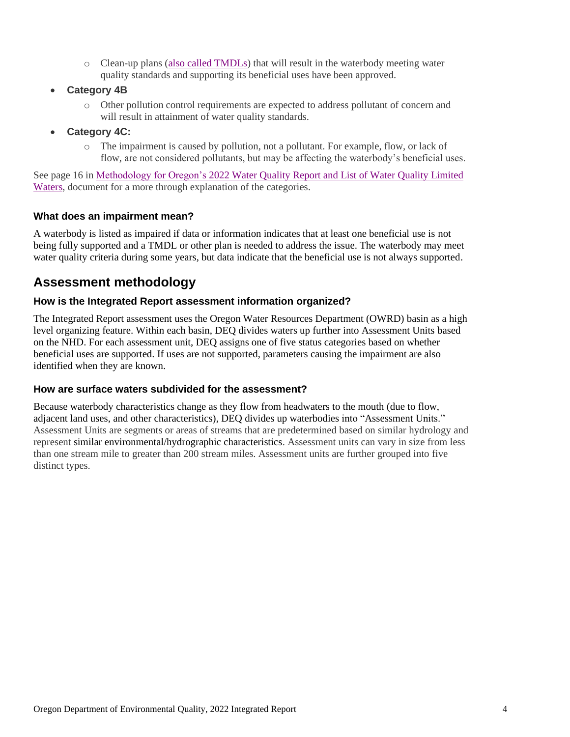- Clean-up plans ([also called TMDLs]()) that will result in the waterbody meeting water quality standards and supporting its beneficial uses have been approved.
- **Category 4B**
   - Other pollution control requirements are expected to address pollutant of concern and will result in attainment of water quality standards.
- **Category 4C:**
   - The impairment is caused by pollution, not a pollutant. For example, flow, or lack of flow, are not considered pollutants, but may be affecting the waterbody's beneficial uses.

See page 16 in [Methodology for Oregon's 2022 Water Quality Report and List of Water Quality Limited Waters](), document for a more through explanation of the categories.

### What does an impairment mean?

A waterbody is listed as impaired if data or information indicates that at least one beneficial use is not being fully supported and a TMDL or other plan is needed to address the issue. The waterbody may meet water quality criteria during some years, but data indicate that the beneficial use is not always supported.

## Assessment methodology

### How is the Integrated Report assessment information organized?

The Integrated Report assessment uses the Oregon Water Resources Department (OWRD) basin as a high level organizing feature. Within each basin, DEQ divides waters up further into Assessment Units based on the NHD. For each assessment unit, DEQ assigns one of five status categories based on whether beneficial uses are supported. If uses are not supported, parameters causing the impairment are also identified when they are known.

### How are surface waters subdivided for the assessment?

Because waterbody characteristics change as they flow from headwaters to the mouth (due to flow, adjacent land uses, and other characteristics), DEQ divides up waterbodies into "Assessment Units." Assessment Units are segments or areas of streams that are predetermined based on similar hydrology and represent similar environmental/hydrographic characteristics. Assessment units can vary in size from less than one stream mile to greater than 200 stream miles. Assessment units are further grouped into five distinct types.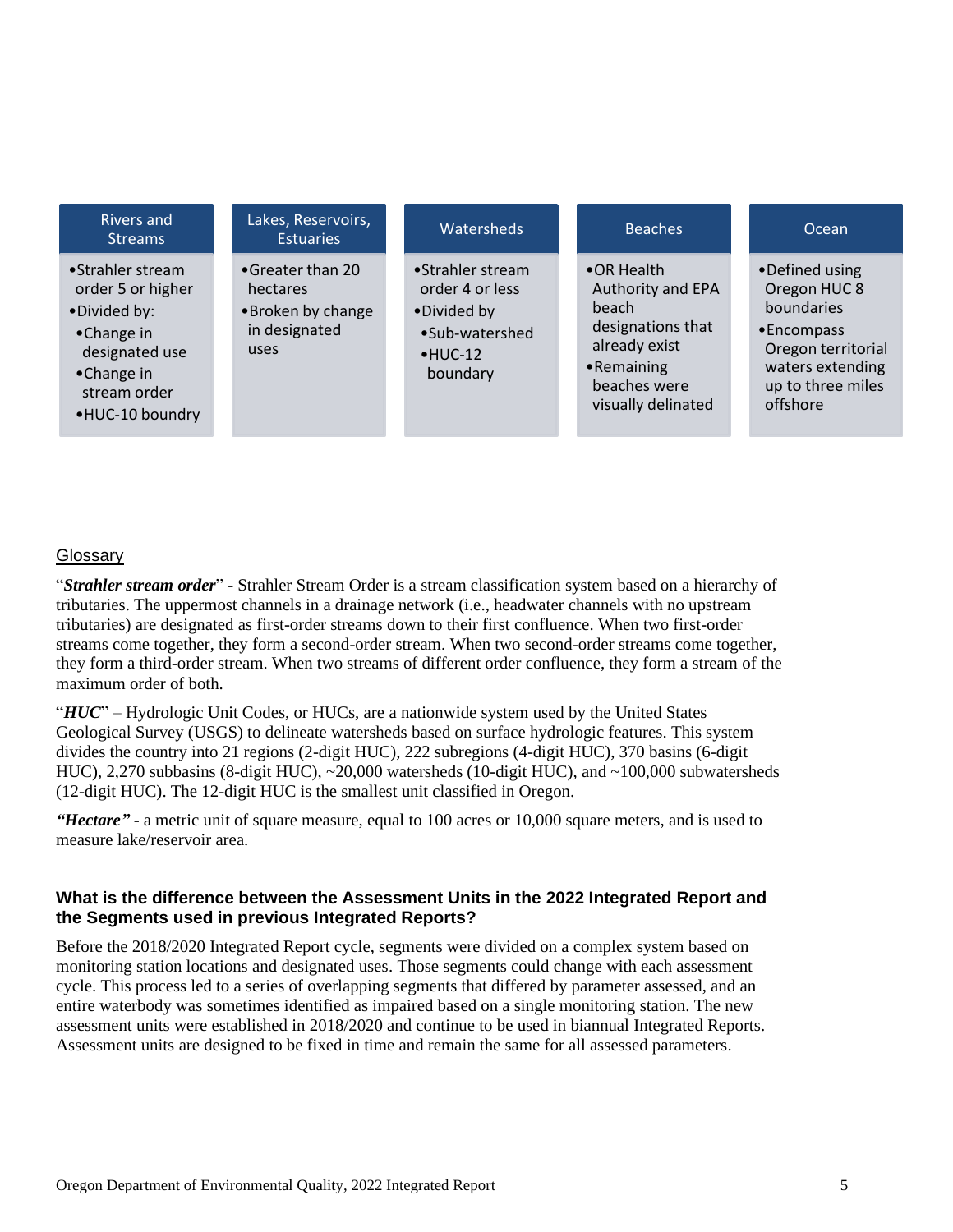| Rivers and Streams | Lakes, Reservoirs, Estuaries | Watersheds | Beaches | Ocean |
|---|---|---|---|---|
| •Strahler stream order 5 or higher<br>•Divided by:<br>•Change in designated use<br>•Change in stream order<br>•HUC-10 boundry | •Greater than 20 hectares<br>•Broken by change in designated uses | •Strahler stream order 4 or less<br>•Divided by<br>•Sub-watershed<br>•HUC-12 boundary | •OR Health Authority and EPA beach designations that already exist<br>•Remaining beaches were visually delinated | •Defined using Oregon HUC 8 boundaries<br>•Encompass Oregon territorial waters extending up to three miles offshore |

Glossary

"***Strahler stream order***" - Strahler Stream Order is a stream classification system based on a hierarchy of tributaries. The uppermost channels in a drainage network (i.e., headwater channels with no upstream tributaries) are designated as first-order streams down to their first confluence. When two first-order streams come together, they form a second-order stream. When two second-order streams come together, they form a third-order stream. When two streams of different order confluence, they form a stream of the maximum order of both.

"***HUC***" – Hydrologic Unit Codes, or HUCs, are a nationwide system used by the United States Geological Survey (USGS) to delineate watersheds based on surface hydrologic features. This system divides the country into 21 regions (2-digit HUC), 222 subregions (4-digit HUC), 370 basins (6-digit HUC), 2,270 subbasins (8-digit HUC), ~20,000 watersheds (10-digit HUC), and ~100,000 subwatersheds (12-digit HUC). The 12-digit HUC is the smallest unit classified in Oregon.

***"Hectare"*** - a metric unit of square measure, equal to 100 acres or 10,000 square meters, and is used to measure lake/reservoir area.

### What is the difference between the Assessment Units in the 2022 Integrated Report and the Segments used in previous Integrated Reports?

Before the 2018/2020 Integrated Report cycle, segments were divided on a complex system based on monitoring station locations and designated uses. Those segments could change with each assessment cycle. This process led to a series of overlapping segments that differed by parameter assessed, and an entire waterbody was sometimes identified as impaired based on a single monitoring station. The new assessment units were established in 2018/2020 and continue to be used in biannual Integrated Reports. Assessment units are designed to be fixed in time and remain the same for all assessed parameters.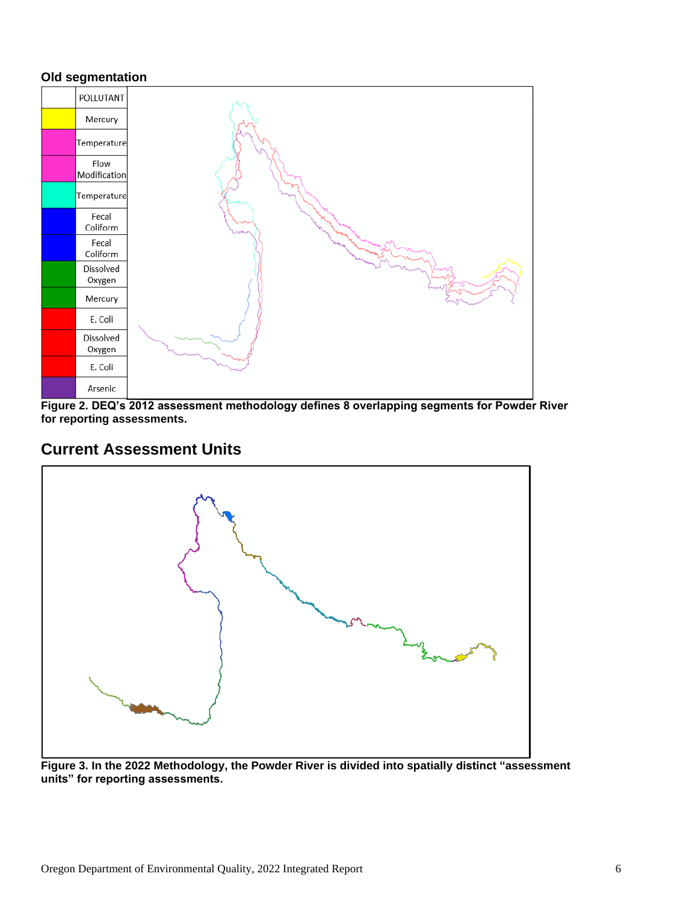**Old segmentation**

| | POLLUTANT |
|---|---|
| | Mercury |
| | Temperature |
| | Flow Modification |
| | Temperature |
| | Fecal Coliform |
| | Fecal Coliform |
| | Dissolved Oxygen |
| | Mercury |
| | E. Coli |
| | Dissolved Oxygen |
| | E. Coli |
| | Arsenic |

**Figure 2. DEQ's 2012 assessment methodology defines 8 overlapping segments for Powder River for reporting assessments.**

## Current Assessment Units

**Figure 3. In the 2022 Methodology, the Powder River is divided into spatially distinct "assessment units" for reporting assessments.**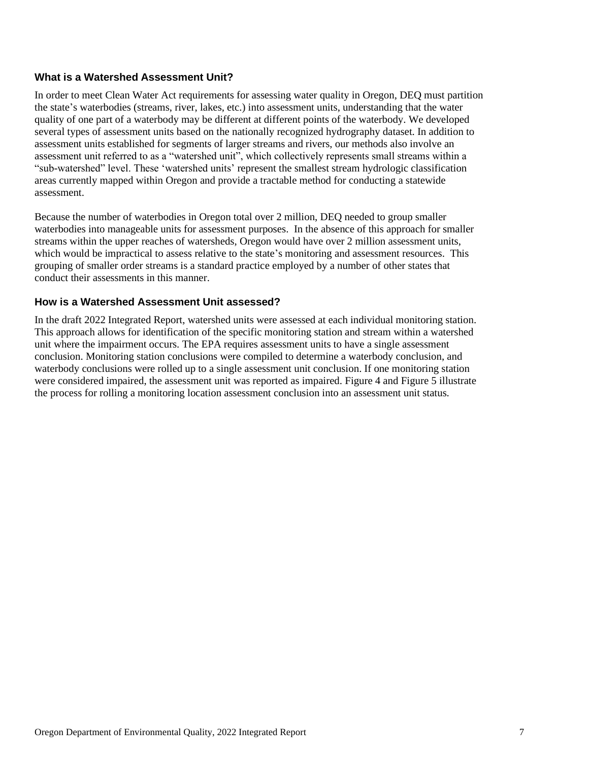### What is a Watershed Assessment Unit?

In order to meet Clean Water Act requirements for assessing water quality in Oregon, DEQ must partition the state's waterbodies (streams, river, lakes, etc.) into assessment units, understanding that the water quality of one part of a waterbody may be different at different points of the waterbody. We developed several types of assessment units based on the nationally recognized hydrography dataset. In addition to assessment units established for segments of larger streams and rivers, our methods also involve an assessment unit referred to as a "watershed unit", which collectively represents small streams within a "sub-watershed" level. These 'watershed units' represent the smallest stream hydrologic classification areas currently mapped within Oregon and provide a tractable method for conducting a statewide assessment.

Because the number of waterbodies in Oregon total over 2 million, DEQ needed to group smaller waterbodies into manageable units for assessment purposes. In the absence of this approach for smaller streams within the upper reaches of watersheds, Oregon would have over 2 million assessment units, which would be impractical to assess relative to the state's monitoring and assessment resources. This grouping of smaller order streams is a standard practice employed by a number of other states that conduct their assessments in this manner.

### How is a Watershed Assessment Unit assessed?

In the draft 2022 Integrated Report, watershed units were assessed at each individual monitoring station. This approach allows for identification of the specific monitoring station and stream within a watershed unit where the impairment occurs. The EPA requires assessment units to have a single assessment conclusion. Monitoring station conclusions were compiled to determine a waterbody conclusion, and waterbody conclusions were rolled up to a single assessment unit conclusion. If one monitoring station were considered impaired, the assessment unit was reported as impaired. Figure 4 and Figure 5 illustrate the process for rolling a monitoring location assessment conclusion into an assessment unit status.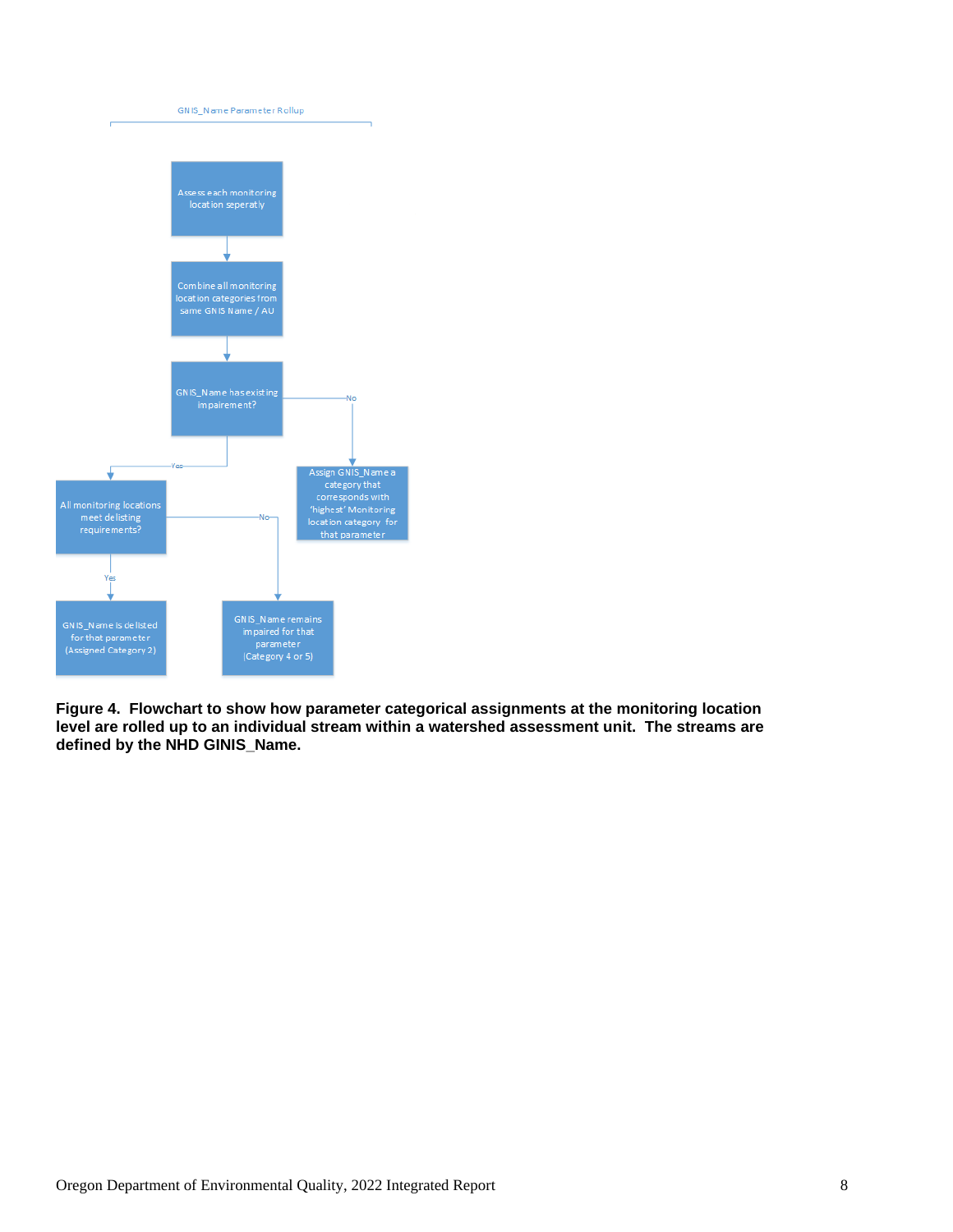GNIS_Name Parameter Rollup

- Assess each monitoring location seperatly
- Combine all monitoring location categories from same GNIS Name / AU
- GNIS_Name has existing impairment?
  - No → Assign GNIS_Name a category that corresponds with 'highest' Monitoring location category for that parameter
  - Yes → All monitoring locations meet delisting requirements?
    - Yes → GNIS_Name is delisted for that parameter (Assigned Category 2)
    - No → GNIS_Name remains impaired for that parameter (Category 4 or 5)

**Figure 4. Flowchart to show how parameter categorical assignments at the monitoring location level are rolled up to an individual stream within a watershed assessment unit. The streams are defined by the NHD GINIS_Name.**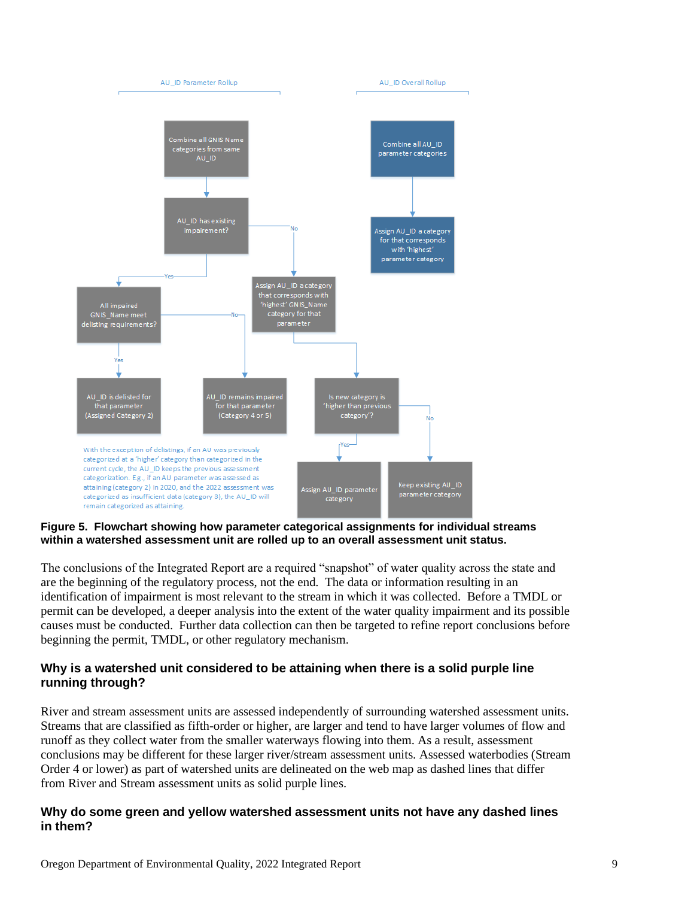AU_ID Parameter Rollup

AU_ID Overall Rollup

Combine all GNIS Name categories from same AU_ID

AU_ID has existing impairment?

No

Yes

All impaired GNIS_Name meet delisting requirements?

No

Yes

AU_ID is delisted for that parameter (Assigned Category 2)

AU_ID remains impaired for that parameter (Category 4 or 5)

Assign AU_ID a category that corresponds with 'highest' GNIS_Name category for that parameter

Is new category is 'higher than previous category'?

Yes

No

Assign AU_ID parameter category

Keep existing AU_ID parameter category

Combine all AU_ID parameter categories

Assign AU_ID a category for that corresponds with 'highest' parameter category

With the exception of delistings, if an AU was previously categorized at a 'higher' category than categorized in the current cycle, the AU_ID keeps the previous assessment categorization. E.g., if an AU parameter was assessed as attaining (category 2) in 2020, and the 2022 assessment was categorized as insufficient data (category 3), the AU_ID will remain categorized as attaining.

**Figure 5. Flowchart showing how parameter categorical assignments for individual streams within a watershed assessment unit are rolled up to an overall assessment unit status.**

The conclusions of the Integrated Report are a required "snapshot" of water quality across the state and are the beginning of the regulatory process, not the end. The data or information resulting in an identification of impairment is most relevant to the stream in which it was collected. Before a TMDL or permit can be developed, a deeper analysis into the extent of the water quality impairment and its possible causes must be conducted. Further data collection can then be targeted to refine report conclusions before beginning the permit, TMDL, or other regulatory mechanism.

## Why is a watershed unit considered to be attaining when there is a solid purple line running through?

River and stream assessment units are assessed independently of surrounding watershed assessment units. Streams that are classified as fifth-order or higher, are larger and tend to have larger volumes of flow and runoff as they collect water from the smaller waterways flowing into them. As a result, assessment conclusions may be different for these larger river/stream assessment units. Assessed waterbodies (Stream Order 4 or lower) as part of watershed units are delineated on the web map as dashed lines that differ from River and Stream assessment units as solid purple lines.

## Why do some green and yellow watershed assessment units not have any dashed lines in them?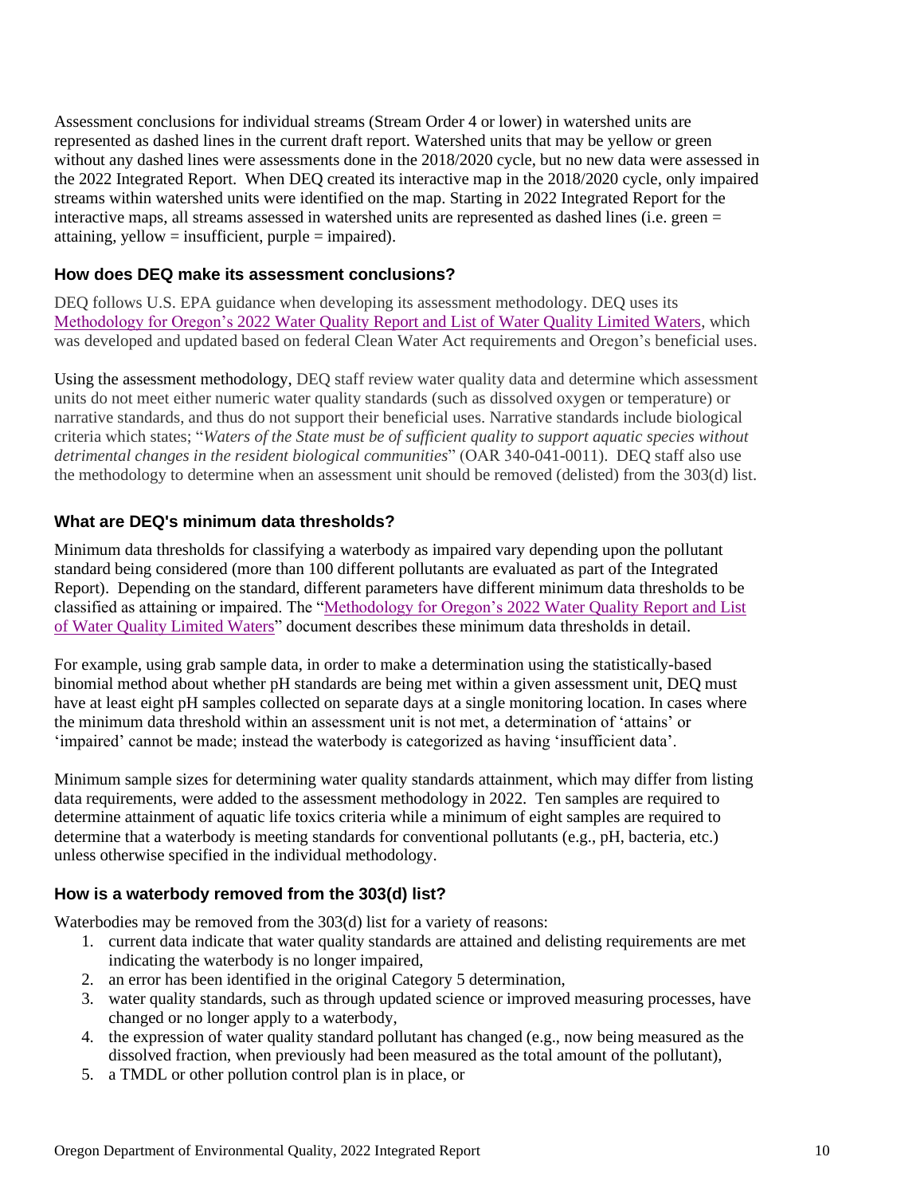Assessment conclusions for individual streams (Stream Order 4 or lower) in watershed units are represented as dashed lines in the current draft report. Watershed units that may be yellow or green without any dashed lines were assessments done in the 2018/2020 cycle, but no new data were assessed in the 2022 Integrated Report. When DEQ created its interactive map in the 2018/2020 cycle, only impaired streams within watershed units were identified on the map. Starting in 2022 Integrated Report for the interactive maps, all streams assessed in watershed units are represented as dashed lines (i.e. green = attaining, yellow = insufficient, purple = impaired).

### How does DEQ make its assessment conclusions?

DEQ follows U.S. EPA guidance when developing its assessment methodology. DEQ uses its Methodology for Oregon's 2022 Water Quality Report and List of Water Quality Limited Waters, which was developed and updated based on federal Clean Water Act requirements and Oregon's beneficial uses.

Using the assessment methodology, DEQ staff review water quality data and determine which assessment units do not meet either numeric water quality standards (such as dissolved oxygen or temperature) or narrative standards, and thus do not support their beneficial uses. Narrative standards include biological criteria which states; "*Waters of the State must be of sufficient quality to support aquatic species without detrimental changes in the resident biological communities*" (OAR 340-041-0011). DEQ staff also use the methodology to determine when an assessment unit should be removed (delisted) from the 303(d) list.

### What are DEQ's minimum data thresholds?

Minimum data thresholds for classifying a waterbody as impaired vary depending upon the pollutant standard being considered (more than 100 different pollutants are evaluated as part of the Integrated Report). Depending on the standard, different parameters have different minimum data thresholds to be classified as attaining or impaired. The "Methodology for Oregon's 2022 Water Quality Report and List of Water Quality Limited Waters" document describes these minimum data thresholds in detail.

For example, using grab sample data, in order to make a determination using the statistically-based binomial method about whether pH standards are being met within a given assessment unit, DEQ must have at least eight pH samples collected on separate days at a single monitoring location. In cases where the minimum data threshold within an assessment unit is not met, a determination of 'attains' or 'impaired' cannot be made; instead the waterbody is categorized as having 'insufficient data'.

Minimum sample sizes for determining water quality standards attainment, which may differ from listing data requirements, were added to the assessment methodology in 2022. Ten samples are required to determine attainment of aquatic life toxics criteria while a minimum of eight samples are required to determine that a waterbody is meeting standards for conventional pollutants (e.g., pH, bacteria, etc.) unless otherwise specified in the individual methodology.

### How is a waterbody removed from the 303(d) list?

Waterbodies may be removed from the 303(d) list for a variety of reasons:

1. current data indicate that water quality standards are attained and delisting requirements are met indicating the waterbody is no longer impaired,
2. an error has been identified in the original Category 5 determination,
3. water quality standards, such as through updated science or improved measuring processes, have changed or no longer apply to a waterbody,
4. the expression of water quality standard pollutant has changed (e.g., now being measured as the dissolved fraction, when previously had been measured as the total amount of the pollutant),
5. a TMDL or other pollution control plan is in place, or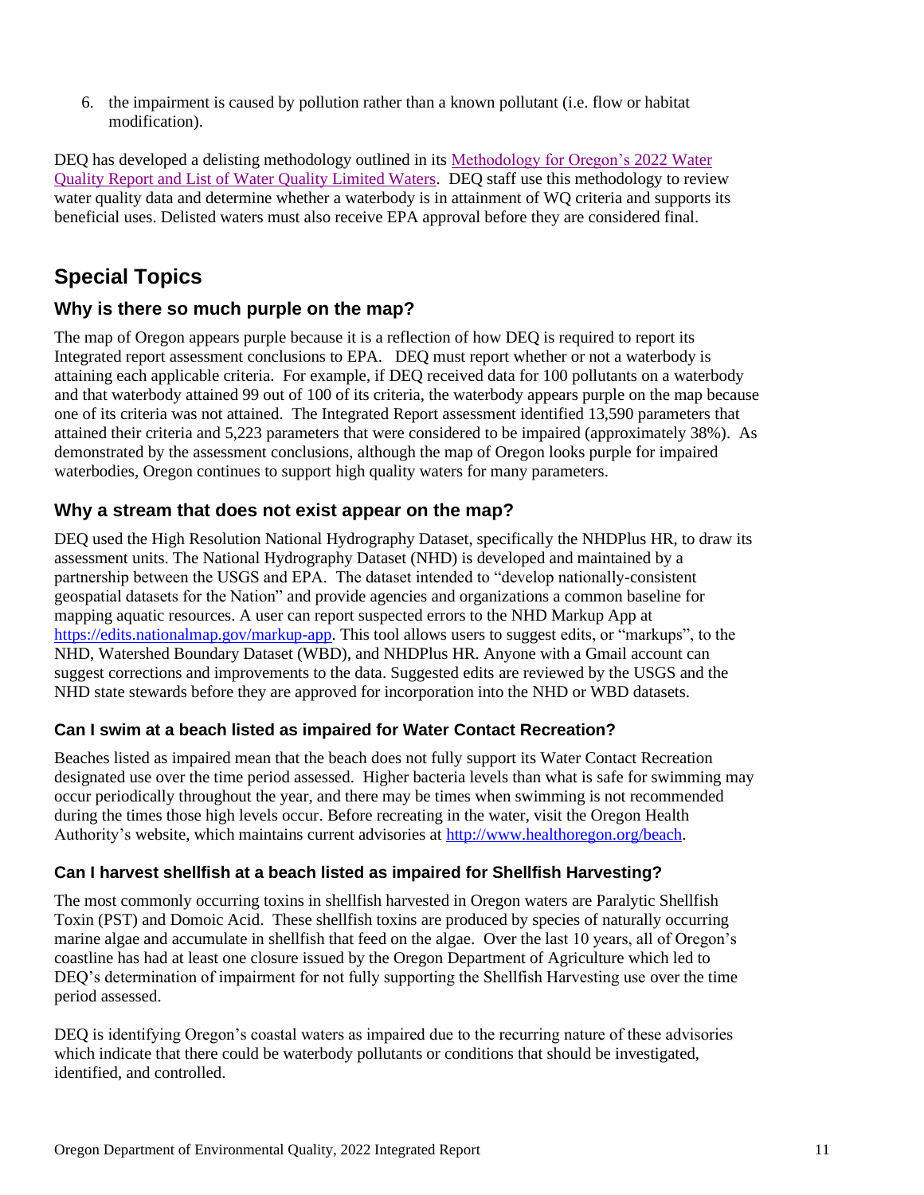6. the impairment is caused by pollution rather than a known pollutant (i.e. flow or habitat modification).

DEQ has developed a delisting methodology outlined in its [Methodology for Oregon's 2022 Water Quality Report and List of Water Quality Limited Waters](). DEQ staff use this methodology to review water quality data and determine whether a waterbody is in attainment of WQ criteria and supports its beneficial uses. Delisted waters must also receive EPA approval before they are considered final.

## Special Topics

### Why is there so much purple on the map?

The map of Oregon appears purple because it is a reflection of how DEQ is required to report its Integrated report assessment conclusions to EPA. DEQ must report whether or not a waterbody is attaining each applicable criteria. For example, if DEQ received data for 100 pollutants on a waterbody and that waterbody attained 99 out of 100 of its criteria, the waterbody appears purple on the map because one of its criteria was not attained. The Integrated Report assessment identified 13,590 parameters that attained their criteria and 5,223 parameters that were considered to be impaired (approximately 38%). As demonstrated by the assessment conclusions, although the map of Oregon looks purple for impaired waterbodies, Oregon continues to support high quality waters for many parameters.

### Why a stream that does not exist appear on the map?

DEQ used the High Resolution National Hydrography Dataset, specifically the NHDPlus HR, to draw its assessment units. The National Hydrography Dataset (NHD) is developed and maintained by a partnership between the USGS and EPA. The dataset intended to "develop nationally-consistent geospatial datasets for the Nation" and provide agencies and organizations a common baseline for mapping aquatic resources. A user can report suspected errors to the NHD Markup App at https://edits.nationalmap.gov/markup-app. This tool allows users to suggest edits, or "markups", to the NHD, Watershed Boundary Dataset (WBD), and NHDPlus HR. Anyone with a Gmail account can suggest corrections and improvements to the data. Suggested edits are reviewed by the USGS and the NHD state stewards before they are approved for incorporation into the NHD or WBD datasets.

#### Can I swim at a beach listed as impaired for Water Contact Recreation?

Beaches listed as impaired mean that the beach does not fully support its Water Contact Recreation designated use over the time period assessed. Higher bacteria levels than what is safe for swimming may occur periodically throughout the year, and there may be times when swimming is not recommended during the times those high levels occur. Before recreating in the water, visit the Oregon Health Authority's website, which maintains current advisories at http://www.healthoregon.org/beach.

#### Can I harvest shellfish at a beach listed as impaired for Shellfish Harvesting?

The most commonly occurring toxins in shellfish harvested in Oregon waters are Paralytic Shellfish Toxin (PST) and Domoic Acid. These shellfish toxins are produced by species of naturally occurring marine algae and accumulate in shellfish that feed on the algae. Over the last 10 years, all of Oregon's coastline has had at least one closure issued by the Oregon Department of Agriculture which led to DEQ's determination of impairment for not fully supporting the Shellfish Harvesting use over the time period assessed.

DEQ is identifying Oregon's coastal waters as impaired due to the recurring nature of these advisories which indicate that there could be waterbody pollutants or conditions that should be investigated, identified, and controlled.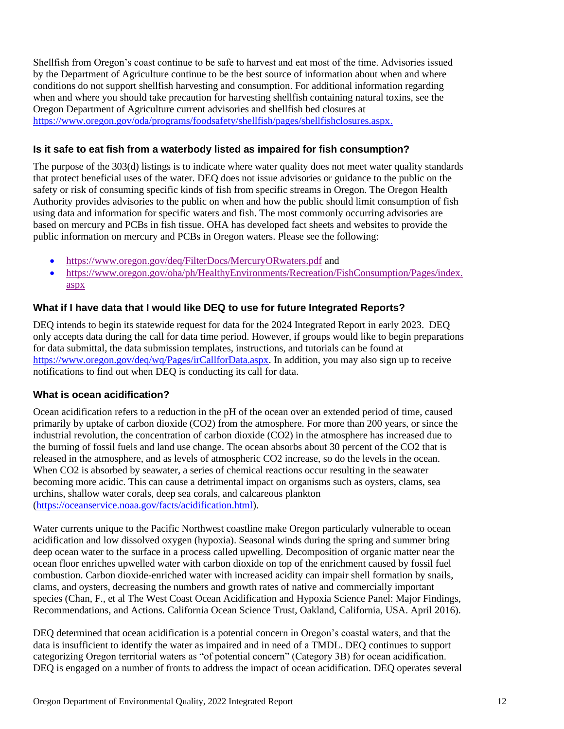Shellfish from Oregon's coast continue to be safe to harvest and eat most of the time. Advisories issued by the Department of Agriculture continue to be the best source of information about when and where conditions do not support shellfish harvesting and consumption. For additional information regarding when and where you should take precaution for harvesting shellfish containing natural toxins, see the Oregon Department of Agriculture current advisories and shellfish bed closures at https://www.oregon.gov/oda/programs/foodsafety/shellfish/pages/shellfishclosures.aspx.

### Is it safe to eat fish from a waterbody listed as impaired for fish consumption?

The purpose of the 303(d) listings is to indicate where water quality does not meet water quality standards that protect beneficial uses of the water. DEQ does not issue advisories or guidance to the public on the safety or risk of consuming specific kinds of fish from specific streams in Oregon. The Oregon Health Authority provides advisories to the public on when and how the public should limit consumption of fish using data and information for specific waters and fish. The most commonly occurring advisories are based on mercury and PCBs in fish tissue. OHA has developed fact sheets and websites to provide the public information on mercury and PCBs in Oregon waters. Please see the following:

- https://www.oregon.gov/deq/FilterDocs/MercuryORwaters.pdf and
- https://www.oregon.gov/oha/ph/HealthyEnvironments/Recreation/FishConsumption/Pages/index.aspx

### What if I have data that I would like DEQ to use for future Integrated Reports?

DEQ intends to begin its statewide request for data for the 2024 Integrated Report in early 2023. DEQ only accepts data during the call for data time period. However, if groups would like to begin preparations for data submittal, the data submission templates, instructions, and tutorials can be found at https://www.oregon.gov/deq/wq/Pages/irCallforData.aspx. In addition, you may also sign up to receive notifications to find out when DEQ is conducting its call for data.

### What is ocean acidification?

Ocean acidification refers to a reduction in the pH of the ocean over an extended period of time, caused primarily by uptake of carbon dioxide ($CO_2$) from the atmosphere. For more than 200 years, or since the industrial revolution, the concentration of carbon dioxide ($CO_2$) in the atmosphere has increased due to the burning of fossil fuels and land use change. The ocean absorbs about 30 percent of the $CO_2$ that is released in the atmosphere, and as levels of atmospheric $CO_2$ increase, so do the levels in the ocean. When $CO_2$ is absorbed by seawater, a series of chemical reactions occur resulting in the seawater becoming more acidic. This can cause a detrimental impact on organisms such as oysters, clams, sea urchins, shallow water corals, deep sea corals, and calcareous plankton (https://oceanservice.noaa.gov/facts/acidification.html).

Water currents unique to the Pacific Northwest coastline make Oregon particularly vulnerable to ocean acidification and low dissolved oxygen (hypoxia). Seasonal winds during the spring and summer bring deep ocean water to the surface in a process called upwelling. Decomposition of organic matter near the ocean floor enriches upwelled water with carbon dioxide on top of the enrichment caused by fossil fuel combustion. Carbon dioxide-enriched water with increased acidity can impair shell formation by snails, clams, and oysters, decreasing the numbers and growth rates of native and commercially important species (Chan, F., et al The West Coast Ocean Acidification and Hypoxia Science Panel: Major Findings, Recommendations, and Actions. California Ocean Science Trust, Oakland, California, USA. April 2016).

DEQ determined that ocean acidification is a potential concern in Oregon's coastal waters, and that the data is insufficient to identify the water as impaired and in need of a TMDL. DEQ continues to support categorizing Oregon territorial waters as "of potential concern" (Category 3B) for ocean acidification. DEQ is engaged on a number of fronts to address the impact of ocean acidification. DEQ operates several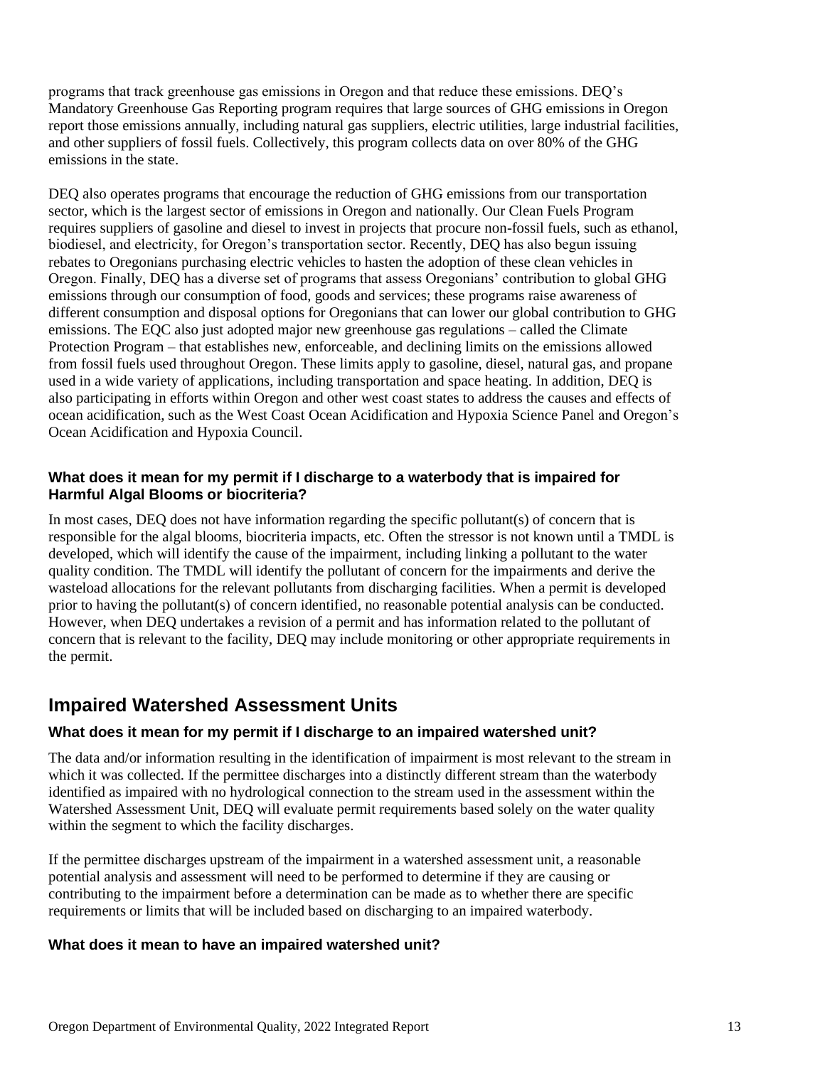programs that track greenhouse gas emissions in Oregon and that reduce these emissions. DEQ's Mandatory Greenhouse Gas Reporting program requires that large sources of GHG emissions in Oregon report those emissions annually, including natural gas suppliers, electric utilities, large industrial facilities, and other suppliers of fossil fuels. Collectively, this program collects data on over 80% of the GHG emissions in the state.

DEQ also operates programs that encourage the reduction of GHG emissions from our transportation sector, which is the largest sector of emissions in Oregon and nationally. Our Clean Fuels Program requires suppliers of gasoline and diesel to invest in projects that procure non-fossil fuels, such as ethanol, biodiesel, and electricity, for Oregon's transportation sector. Recently, DEQ has also begun issuing rebates to Oregonians purchasing electric vehicles to hasten the adoption of these clean vehicles in Oregon. Finally, DEQ has a diverse set of programs that assess Oregonians' contribution to global GHG emissions through our consumption of food, goods and services; these programs raise awareness of different consumption and disposal options for Oregonians that can lower our global contribution to GHG emissions. The EQC also just adopted major new greenhouse gas regulations – called the Climate Protection Program – that establishes new, enforceable, and declining limits on the emissions allowed from fossil fuels used throughout Oregon. These limits apply to gasoline, diesel, natural gas, and propane used in a wide variety of applications, including transportation and space heating. In addition, DEQ is also participating in efforts within Oregon and other west coast states to address the causes and effects of ocean acidification, such as the West Coast Ocean Acidification and Hypoxia Science Panel and Oregon's Ocean Acidification and Hypoxia Council.

### What does it mean for my permit if I discharge to a waterbody that is impaired for Harmful Algal Blooms or biocriteria?

In most cases, DEQ does not have information regarding the specific pollutant(s) of concern that is responsible for the algal blooms, biocriteria impacts, etc. Often the stressor is not known until a TMDL is developed, which will identify the cause of the impairment, including linking a pollutant to the water quality condition. The TMDL will identify the pollutant of concern for the impairments and derive the wasteload allocations for the relevant pollutants from discharging facilities. When a permit is developed prior to having the pollutant(s) of concern identified, no reasonable potential analysis can be conducted. However, when DEQ undertakes a revision of a permit and has information related to the pollutant of concern that is relevant to the facility, DEQ may include monitoring or other appropriate requirements in the permit.

## Impaired Watershed Assessment Units

### What does it mean for my permit if I discharge to an impaired watershed unit?

The data and/or information resulting in the identification of impairment is most relevant to the stream in which it was collected. If the permittee discharges into a distinctly different stream than the waterbody identified as impaired with no hydrological connection to the stream used in the assessment within the Watershed Assessment Unit, DEQ will evaluate permit requirements based solely on the water quality within the segment to which the facility discharges.

If the permittee discharges upstream of the impairment in a watershed assessment unit, a reasonable potential analysis and assessment will need to be performed to determine if they are causing or contributing to the impairment before a determination can be made as to whether there are specific requirements or limits that will be included based on discharging to an impaired waterbody.

### What does it mean to have an impaired watershed unit?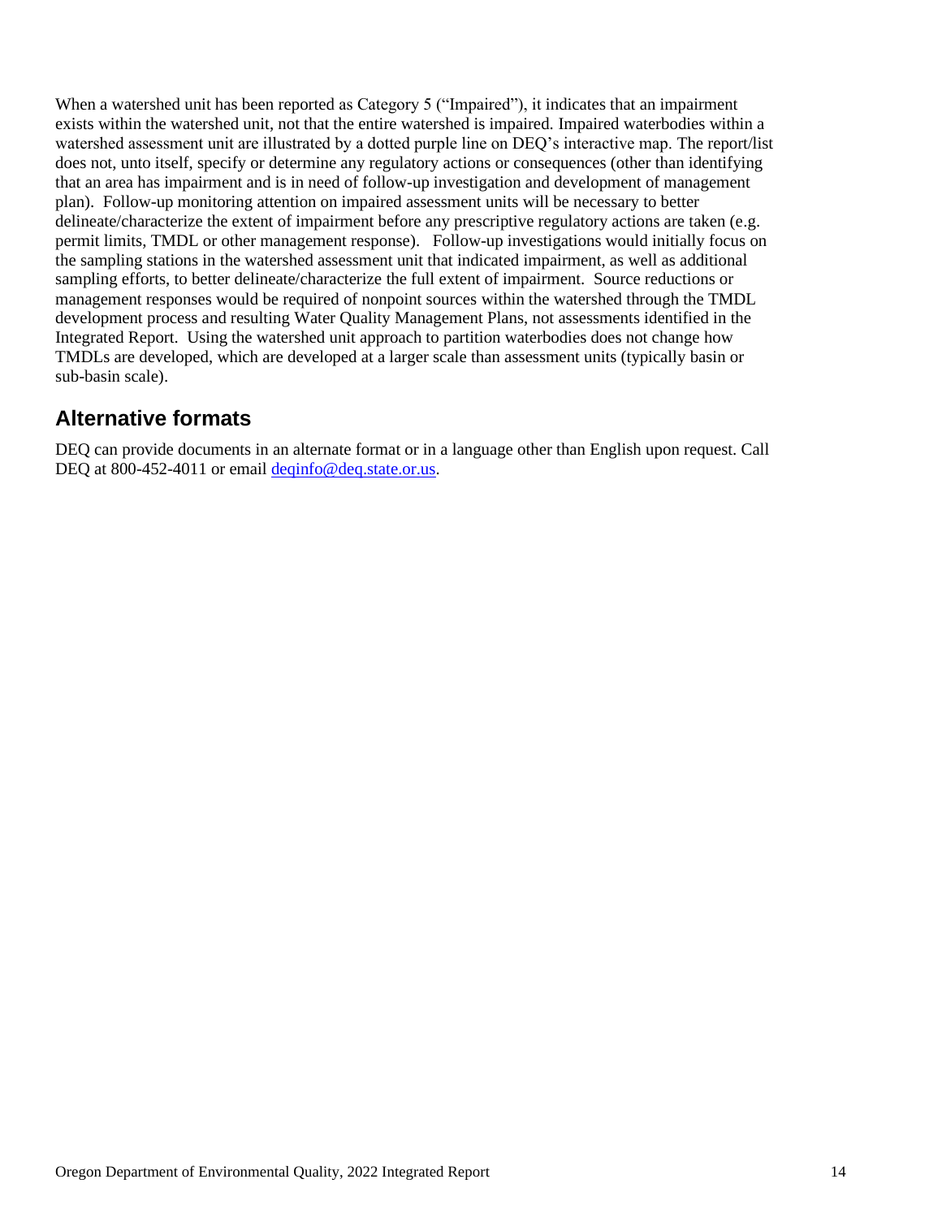When a watershed unit has been reported as Category 5 ("Impaired"), it indicates that an impairment exists within the watershed unit, not that the entire watershed is impaired. Impaired waterbodies within a watershed assessment unit are illustrated by a dotted purple line on DEQ's interactive map. The report/list does not, unto itself, specify or determine any regulatory actions or consequences (other than identifying that an area has impairment and is in need of follow-up investigation and development of management plan). Follow-up monitoring attention on impaired assessment units will be necessary to better delineate/characterize the extent of impairment before any prescriptive regulatory actions are taken (e.g. permit limits, TMDL or other management response). Follow-up investigations would initially focus on the sampling stations in the watershed assessment unit that indicated impairment, as well as additional sampling efforts, to better delineate/characterize the full extent of impairment. Source reductions or management responses would be required of nonpoint sources within the watershed through the TMDL development process and resulting Water Quality Management Plans, not assessments identified in the Integrated Report. Using the watershed unit approach to partition waterbodies does not change how TMDLs are developed, which are developed at a larger scale than assessment units (typically basin or sub-basin scale).

## Alternative formats

DEQ can provide documents in an alternate format or in a language other than English upon request. Call DEQ at 800-452-4011 or email [deqinfo@deq.state.or.us](mailto:deqinfo@deq.state.or.us).